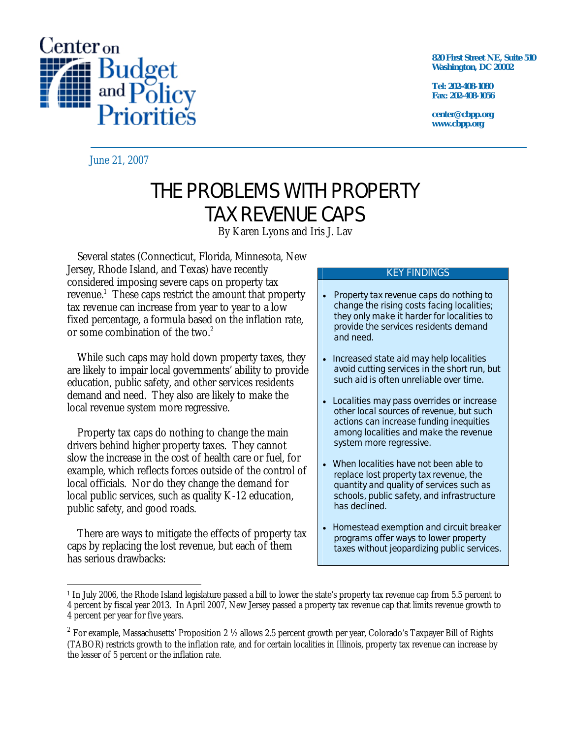Center on Budget and Policy Priorities

820 First Street NE, Suite 510
Washington, DC 20002

Tel: 202-408-1080
Fax: 202-408-1056

center@cbpp.org
www.cbpp.org

June 21, 2007

# THE PROBLEMS WITH PROPERTY TAX REVENUE CAPS

By Karen Lyons and Iris J. Lav

Several states (Connecticut, Florida, Minnesota, New Jersey, Rhode Island, and Texas) have recently considered imposing severe caps on property tax revenue.[1] These caps restrict the amount that property tax revenue can increase from year to year to a low fixed percentage, a formula based on the inflation rate, or some combination of the two.[2]

While such caps may hold down property taxes, they are likely to impair local governments' ability to provide education, public safety, and other services residents demand and need. They also are likely to make the local revenue system more regressive.

Property tax caps do nothing to change the main drivers behind higher property taxes. They cannot slow the increase in the cost of health care or fuel, for example, which reflects forces outside of the control of local officials. Nor do they change the demand for local public services, such as quality K-12 education, public safety, and good roads.

There are ways to mitigate the effects of property tax caps by replacing the lost revenue, but each of them has serious drawbacks:

**KEY FINDINGS**

- Property tax revenue caps do nothing to change the rising costs facing localities; they only make it harder for localities to provide the services residents demand and need.
- Increased state aid may help localities avoid cutting services in the short run, but such aid is often unreliable over time.
- Localities may pass overrides or increase other local sources of revenue, but such actions can increase funding inequities among localities and make the revenue system more regressive.
- When localities have not been able to replace lost property tax revenue, the quantity and quality of services such as schools, public safety, and infrastructure has declined.
- Homestead exemption and circuit breaker programs offer ways to lower property taxes without jeopardizing public services.

[1] In July 2006, the Rhode Island legislature passed a bill to lower the state's property tax revenue cap from 5.5 percent to 4 percent by fiscal year 2013. In April 2007, New Jersey passed a property tax revenue cap that limits revenue growth to 4 percent per year for five years.

[2] For example, Massachusetts' Proposition 2 ½ allows 2.5 percent growth per year, Colorado's Taxpayer Bill of Rights (TABOR) restricts growth to the inflation rate, and for certain localities in Illinois, property tax revenue can increase by the lesser of 5 percent or the inflation rate.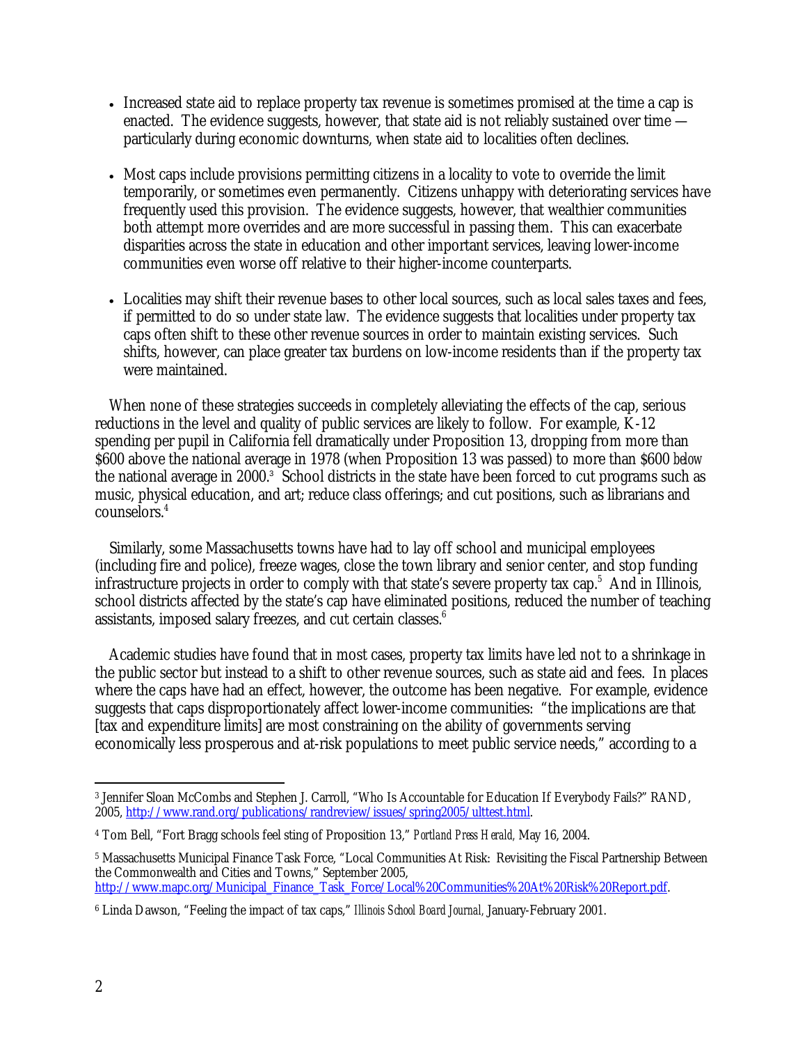- Increased state aid to replace property tax revenue is sometimes promised at the time a cap is enacted. The evidence suggests, however, that state aid is not reliably sustained over time — particularly during economic downturns, when state aid to localities often declines.

- Most caps include provisions permitting citizens in a locality to vote to override the limit temporarily, or sometimes even permanently. Citizens unhappy with deteriorating services have frequently used this provision. The evidence suggests, however, that wealthier communities both attempt more overrides and are more successful in passing them. This can exacerbate disparities across the state in education and other important services, leaving lower-income communities even worse off relative to their higher-income counterparts.

- Localities may shift their revenue bases to other local sources, such as local sales taxes and fees, if permitted to do so under state law. The evidence suggests that localities under property tax caps often shift to these other revenue sources in order to maintain existing services. Such shifts, however, can place greater tax burdens on low-income residents than if the property tax were maintained.

When none of these strategies succeeds in completely alleviating the effects of the cap, serious reductions in the level and quality of public services are likely to follow. For example, K-12 spending per pupil in California fell dramatically under Proposition 13, dropping from more than $600 above the national average in 1978 (when Proposition 13 was passed) to more than $600 *below* the national average in 2000.[3] School districts in the state have been forced to cut programs such as music, physical education, and art; reduce class offerings; and cut positions, such as librarians and counselors.[4]

Similarly, some Massachusetts towns have had to lay off school and municipal employees (including fire and police), freeze wages, close the town library and senior center, and stop funding infrastructure projects in order to comply with that state's severe property tax cap.[5] And in Illinois, school districts affected by the state's cap have eliminated positions, reduced the number of teaching assistants, imposed salary freezes, and cut certain classes.[6]

Academic studies have found that in most cases, property tax limits have led not to a shrinkage in the public sector but instead to a shift to other revenue sources, such as state aid and fees. In places where the caps have had an effect, however, the outcome has been negative. For example, evidence suggests that caps disproportionately affect lower-income communities: "the implications are that [tax and expenditure limits] are most constraining on the ability of governments serving economically less prosperous and at-risk populations to meet public service needs," according to a

---

[3] Jennifer Sloan McCombs and Stephen J. Carroll, "Who Is Accountable for Education If Everybody Fails?" RAND, 2005, http://www.rand.org/publications/randreview/issues/spring2005/ulttest.html.

[4] Tom Bell, "Fort Bragg schools feel sting of Proposition 13," *Portland Press Herald,* May 16, 2004.

[5] Massachusetts Municipal Finance Task Force, "Local Communities At Risk: Revisiting the Fiscal Partnership Between the Commonwealth and Cities and Towns," September 2005, http://www.mapc.org/Municipal_Finance_Task_Force/Local%20Communities%20At%20Risk%20Report.pdf.

[6] Linda Dawson, "Feeling the impact of tax caps," *Illinois School Board Journal,* January-February 2001.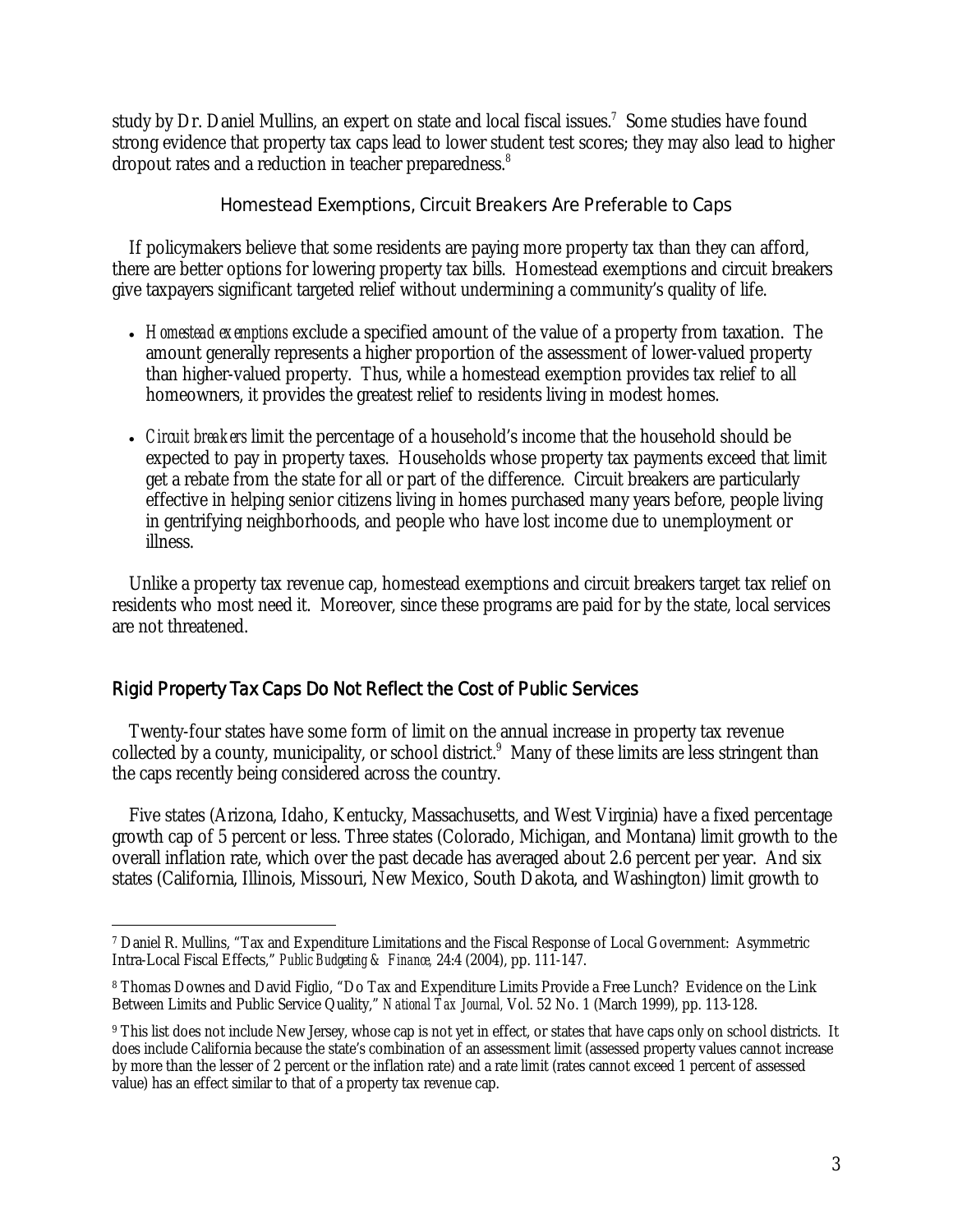study by Dr. Daniel Mullins, an expert on state and local fiscal issues.[7] Some studies have found strong evidence that property tax caps lead to lower student test scores; they may also lead to higher dropout rates and a reduction in teacher preparedness.[8]

### Homestead Exemptions, Circuit Breakers Are Preferable to Caps

If policymakers believe that some residents are paying more property tax than they can afford, there are better options for lowering property tax bills. Homestead exemptions and circuit breakers give taxpayers significant targeted relief without undermining a community's quality of life.

- *Homestead exemptions* exclude a specified amount of the value of a property from taxation. The amount generally represents a higher proportion of the assessment of lower-valued property than higher-valued property. Thus, while a homestead exemption provides tax relief to all homeowners, it provides the greatest relief to residents living in modest homes.
- *Circuit breakers* limit the percentage of a household's income that the household should be expected to pay in property taxes. Households whose property tax payments exceed that limit get a rebate from the state for all or part of the difference. Circuit breakers are particularly effective in helping senior citizens living in homes purchased many years before, people living in gentrifying neighborhoods, and people who have lost income due to unemployment or illness.

Unlike a property tax revenue cap, homestead exemptions and circuit breakers target tax relief on residents who most need it. Moreover, since these programs are paid for by the state, local services are not threatened.

## Rigid Property Tax Caps Do Not Reflect the Cost of Public Services

Twenty-four states have some form of limit on the annual increase in property tax revenue collected by a county, municipality, or school district.[9] Many of these limits are less stringent than the caps recently being considered across the country.

Five states (Arizona, Idaho, Kentucky, Massachusetts, and West Virginia) have a fixed percentage growth cap of 5 percent or less. Three states (Colorado, Michigan, and Montana) limit growth to the overall inflation rate, which over the past decade has averaged about 2.6 percent per year. And six states (California, Illinois, Missouri, New Mexico, South Dakota, and Washington) limit growth to

---

[7] Daniel R. Mullins, "Tax and Expenditure Limitations and the Fiscal Response of Local Government: Asymmetric Intra-Local Fiscal Effects," *Public Budgeting & Finance,* 24:4 (2004), pp. 111-147.

[8] Thomas Downes and David Figlio, "Do Tax and Expenditure Limits Provide a Free Lunch? Evidence on the Link Between Limits and Public Service Quality," *National Tax Journal,* Vol. 52 No. 1 (March 1999), pp. 113-128.

[9] This list does not include New Jersey, whose cap is not yet in effect, or states that have caps only on school districts. It does include California because the state's combination of an assessment limit (assessed property values cannot increase by more than the lesser of 2 percent or the inflation rate) and a rate limit (rates cannot exceed 1 percent of assessed value) has an effect similar to that of a property tax revenue cap.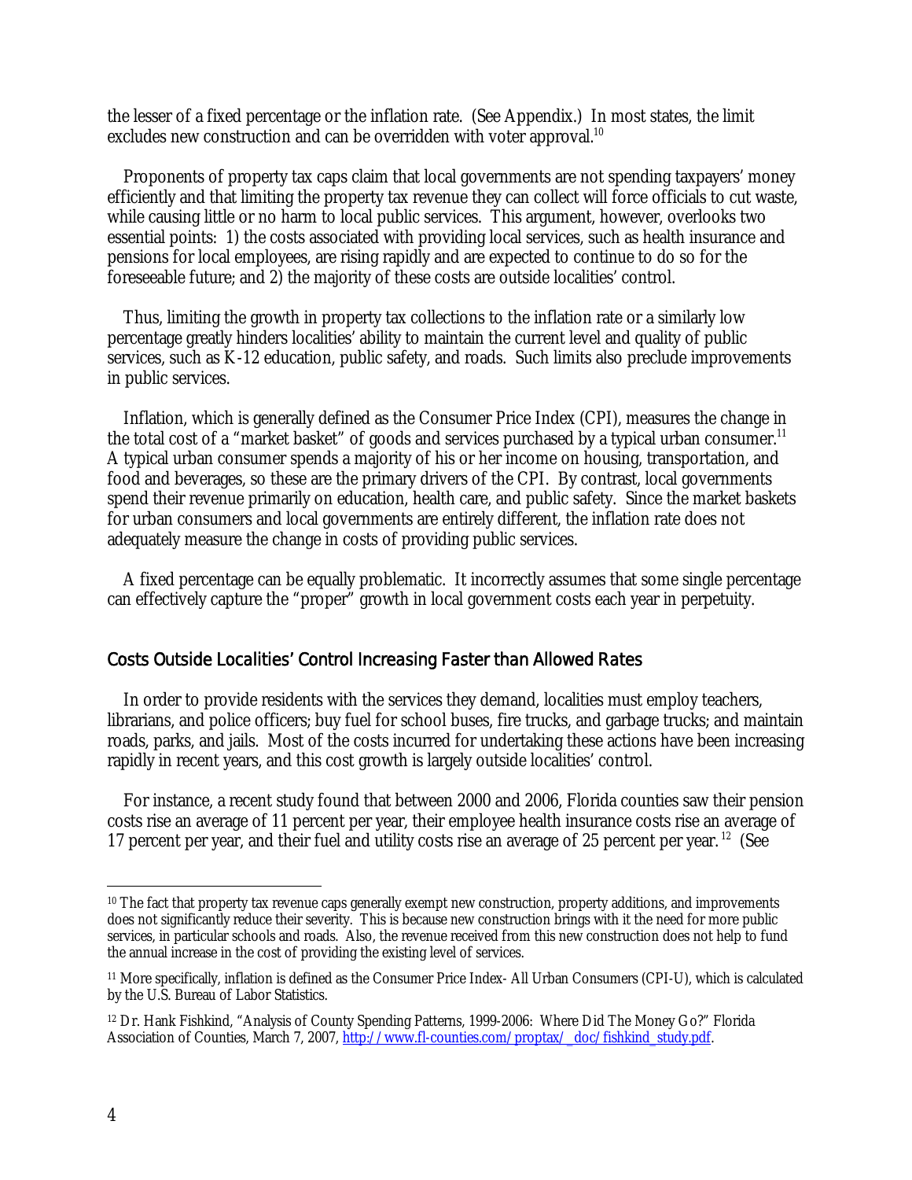the lesser of a fixed percentage or the inflation rate. (See Appendix.) In most states, the limit excludes new construction and can be overridden with voter approval.[10]

Proponents of property tax caps claim that local governments are not spending taxpayers' money efficiently and that limiting the property tax revenue they can collect will force officials to cut waste, while causing little or no harm to local public services. This argument, however, overlooks two essential points: 1) the costs associated with providing local services, such as health insurance and pensions for local employees, are rising rapidly and are expected to continue to do so for the foreseeable future; and 2) the majority of these costs are outside localities' control.

Thus, limiting the growth in property tax collections to the inflation rate or a similarly low percentage greatly hinders localities' ability to maintain the current level and quality of public services, such as K-12 education, public safety, and roads. Such limits also preclude improvements in public services.

Inflation, which is generally defined as the Consumer Price Index (CPI), measures the change in the total cost of a "market basket" of goods and services purchased by a typical urban consumer.[11] A typical urban consumer spends a majority of his or her income on housing, transportation, and food and beverages, so these are the primary drivers of the CPI. By contrast, local governments spend their revenue primarily on education, health care, and public safety. Since the market baskets for urban consumers and local governments are entirely different, the inflation rate does not adequately measure the change in costs of providing public services.

A fixed percentage can be equally problematic. It incorrectly assumes that some single percentage can effectively capture the "proper" growth in local government costs each year in perpetuity.

## Costs Outside Localities' Control Increasing Faster than Allowed Rates

In order to provide residents with the services they demand, localities must employ teachers, librarians, and police officers; buy fuel for school buses, fire trucks, and garbage trucks; and maintain roads, parks, and jails. Most of the costs incurred for undertaking these actions have been increasing rapidly in recent years, and this cost growth is largely outside localities' control.

For instance, a recent study found that between 2000 and 2006, Florida counties saw their pension costs rise an average of 11 percent per year, their employee health insurance costs rise an average of 17 percent per year, and their fuel and utility costs rise an average of 25 percent per year.[12] (See

---

[10] The fact that property tax revenue caps generally exempt new construction, property additions, and improvements does not significantly reduce their severity. This is because new construction brings with it the need for more public services, in particular schools and roads. Also, the revenue received from this new construction does not help to fund the annual increase in the cost of providing the existing level of services.

[11] More specifically, inflation is defined as the Consumer Price Index- All Urban Consumers (CPI-U), which is calculated by the U.S. Bureau of Labor Statistics.

[12] Dr. Hank Fishkind, "Analysis of County Spending Patterns, 1999-2006: Where Did The Money Go?" Florida Association of Counties, March 7, 2007, http://www.fl-counties.com/proptax/_doc/fishkind_study.pdf.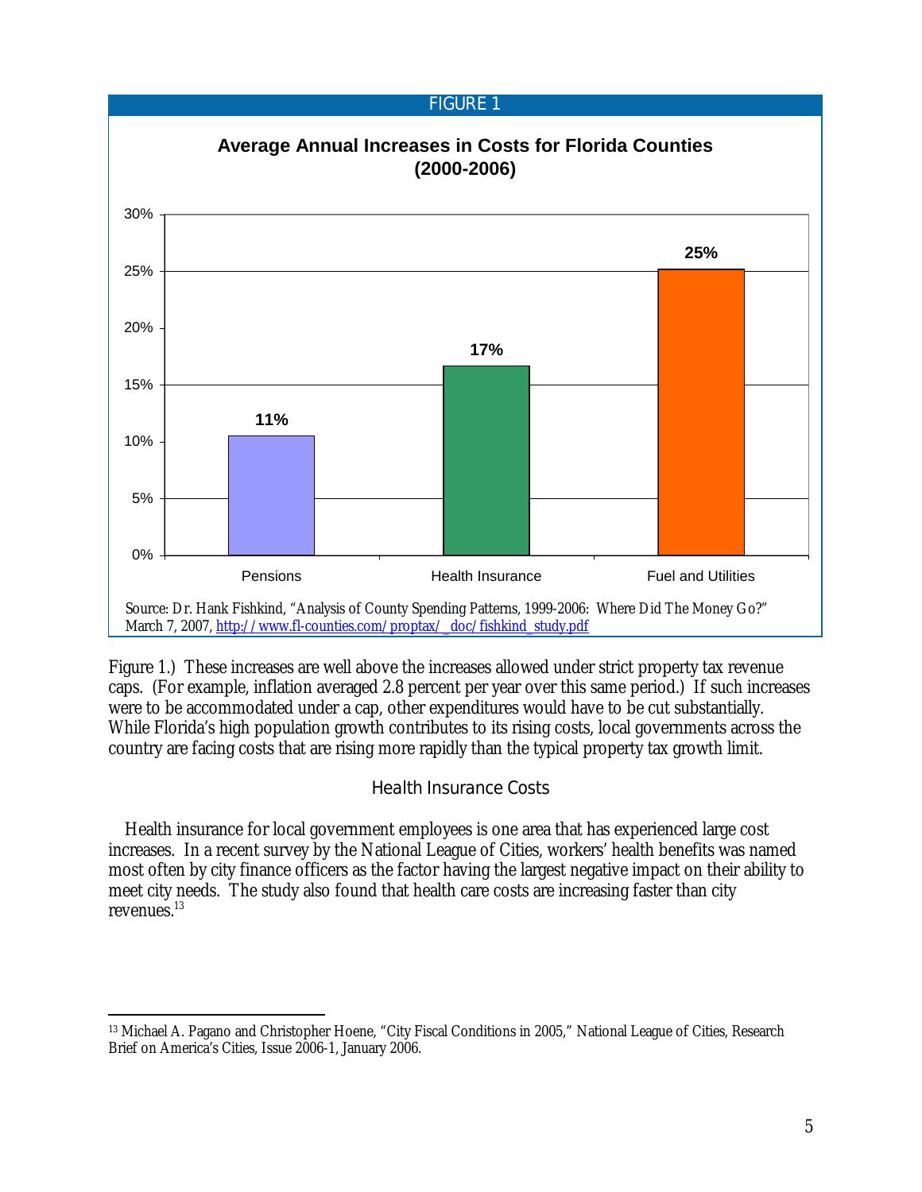FIGURE 1

**Average Annual Increases in Costs for Florida Counties (2000-2006)**

| Category | Increase |
| --- | --- |
| Pensions | 11% |
| Health Insurance | 17% |
| Fuel and Utilities | 25% |

Source: Dr. Hank Fishkind, "Analysis of County Spending Patterns, 1999-2006: Where Did The Money Go?" March 7, 2007, [http://www.fl-counties.com/proptax/_doc/fishkind_study.pdf](http://www.fl-counties.com/proptax/_doc/fishkind_study.pdf)

Figure 1.) These increases are well above the increases allowed under strict property tax revenue caps. (For example, inflation averaged 2.8 percent per year over this same period.) If such increases were to be accommodated under a cap, other expenditures would have to be cut substantially. While Florida's high population growth contributes to its rising costs, local governments across the country are facing costs that are rising more rapidly than the typical property tax growth limit.

## Health Insurance Costs

Health insurance for local government employees is one area that has experienced large cost increases. In a recent survey by the National League of Cities, workers' health benefits was named most often by city finance officers as the factor having the largest negative impact on their ability to meet city needs. The study also found that health care costs are increasing faster than city revenues.[13]

---

[13] Michael A. Pagano and Christopher Hoene, "City Fiscal Conditions in 2005," National League of Cities, Research Brief on America's Cities, Issue 2006-1, January 2006.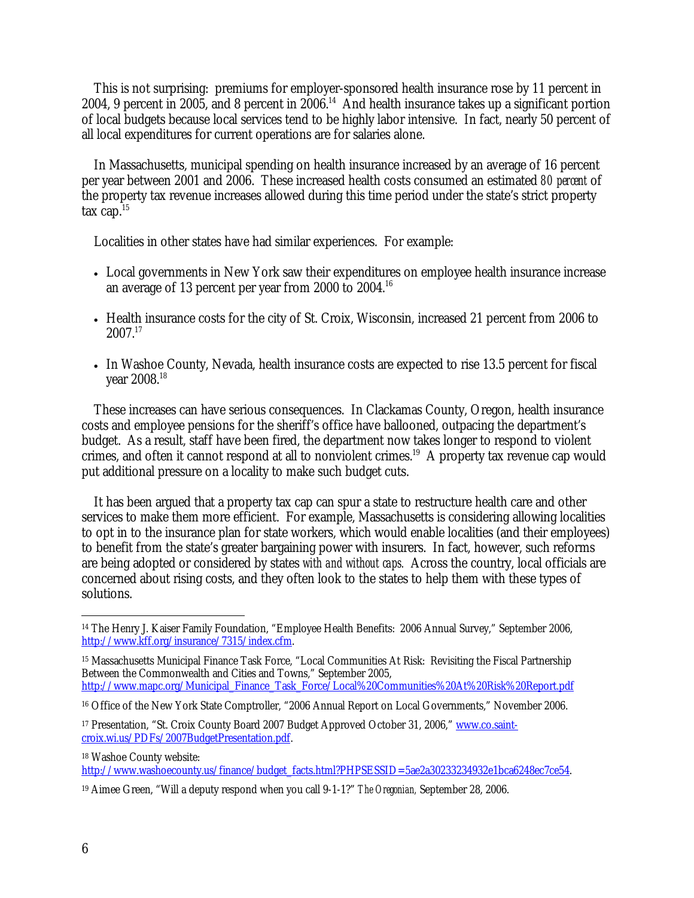This is not surprising: premiums for employer-sponsored health insurance rose by 11 percent in 2004, 9 percent in 2005, and 8 percent in 2006.[14] And health insurance takes up a significant portion of local budgets because local services tend to be highly labor intensive. In fact, nearly 50 percent of all local expenditures for current operations are for salaries alone.

In Massachusetts, municipal spending on health insurance increased by an average of 16 percent per year between 2001 and 2006. These increased health costs consumed an estimated *80 percent* of the property tax revenue increases allowed during this time period under the state's strict property tax cap.[15]

Localities in other states have had similar experiences. For example:

- Local governments in New York saw their expenditures on employee health insurance increase an average of 13 percent per year from 2000 to 2004.[16]
- Health insurance costs for the city of St. Croix, Wisconsin, increased 21 percent from 2006 to 2007.[17]
- In Washoe County, Nevada, health insurance costs are expected to rise 13.5 percent for fiscal year 2008.[18]

These increases can have serious consequences. In Clackamas County, Oregon, health insurance costs and employee pensions for the sheriff's office have ballooned, outpacing the department's budget. As a result, staff have been fired, the department now takes longer to respond to violent crimes, and often it cannot respond at all to nonviolent crimes.[19] A property tax revenue cap would put additional pressure on a locality to make such budget cuts.

It has been argued that a property tax cap can spur a state to restructure health care and other services to make them more efficient. For example, Massachusetts is considering allowing localities to opt in to the insurance plan for state workers, which would enable localities (and their employees) to benefit from the state's greater bargaining power with insurers. In fact, however, such reforms are being adopted or considered by states *with and without caps.* Across the country, local officials are concerned about rising costs, and they often look to the states to help them with these types of solutions.

---

[14] The Henry J. Kaiser Family Foundation, "Employee Health Benefits: 2006 Annual Survey," September 2006, http://www.kff.org/insurance/7315/index.cfm.

[15] Massachusetts Municipal Finance Task Force, "Local Communities At Risk: Revisiting the Fiscal Partnership Between the Commonwealth and Cities and Towns," September 2005, http://www.mapc.org/Municipal_Finance_Task_Force/Local%20Communities%20At%20Risk%20Report.pdf

[16] Office of the New York State Comptroller, "2006 Annual Report on Local Governments," November 2006.

[17] Presentation, "St. Croix County Board 2007 Budget Approved October 31, 2006," www.co.saint-croix.wi.us/PDFs/2007BudgetPresentation.pdf.

[18] Washoe County website: http://www.washoecounty.us/finance/budget_facts.html?PHPSESSID=5ae2a30233234932e1bca6248ec7ce54.

[19] Aimee Green, "Will a deputy respond when you call 9-1-1?" *The Oregonian,* September 28, 2006.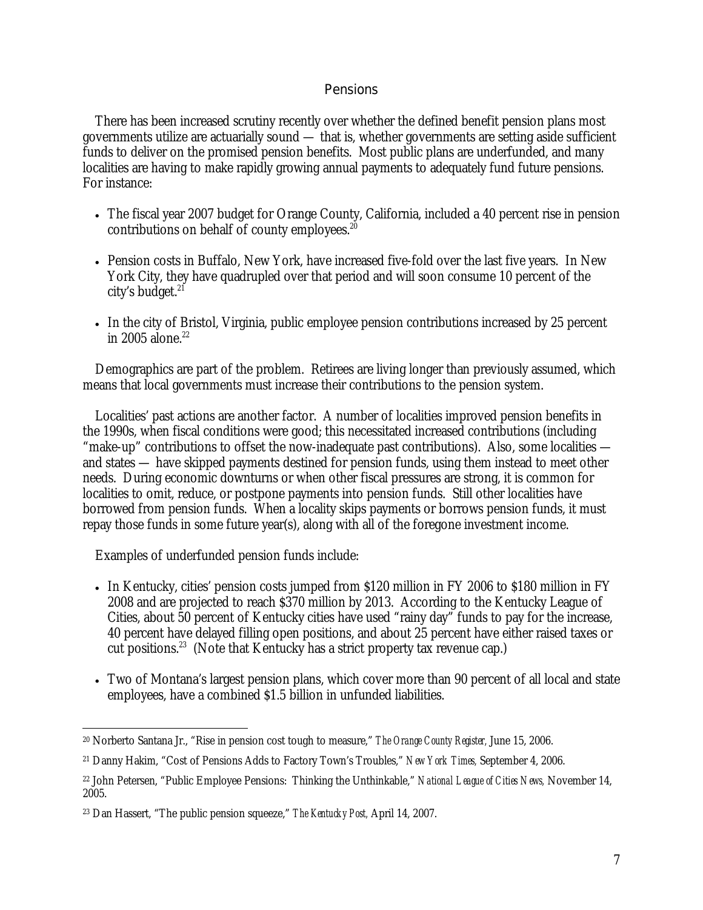## Pensions

There has been increased scrutiny recently over whether the defined benefit pension plans most governments utilize are actuarially sound — that is, whether governments are setting aside sufficient funds to deliver on the promised pension benefits. Most public plans are underfunded, and many localities are having to make rapidly growing annual payments to adequately fund future pensions. For instance:

- The fiscal year 2007 budget for Orange County, California, included a 40 percent rise in pension contributions on behalf of county employees.[20]
- Pension costs in Buffalo, New York, have increased five-fold over the last five years. In New York City, they have quadrupled over that period and will soon consume 10 percent of the city's budget.[21]
- In the city of Bristol, Virginia, public employee pension contributions increased by 25 percent in 2005 alone.[22]

Demographics are part of the problem. Retirees are living longer than previously assumed, which means that local governments must increase their contributions to the pension system.

Localities' past actions are another factor. A number of localities improved pension benefits in the 1990s, when fiscal conditions were good; this necessitated increased contributions (including "make-up" contributions to offset the now-inadequate past contributions). Also, some localities — and states — have skipped payments destined for pension funds, using them instead to meet other needs. During economic downturns or when other fiscal pressures are strong, it is common for localities to omit, reduce, or postpone payments into pension funds. Still other localities have borrowed from pension funds. When a locality skips payments or borrows pension funds, it must repay those funds in some future year(s), along with all of the foregone investment income.

Examples of underfunded pension funds include:

- In Kentucky, cities' pension costs jumped from $120 million in FY 2006 to $180 million in FY 2008 and are projected to reach $370 million by 2013. According to the Kentucky League of Cities, about 50 percent of Kentucky cities have used "rainy day" funds to pay for the increase, 40 percent have delayed filling open positions, and about 25 percent have either raised taxes or cut positions.[23] (Note that Kentucky has a strict property tax revenue cap.)
- Two of Montana's largest pension plans, which cover more than 90 percent of all local and state employees, have a combined $1.5 billion in unfunded liabilities.

---

[20] Norberto Santana Jr., "Rise in pension cost tough to measure," *The Orange County Register*, June 15, 2006.

[21] Danny Hakim, "Cost of Pensions Adds to Factory Town's Troubles," *New York Times*, September 4, 2006.

[22] John Petersen, "Public Employee Pensions: Thinking the Unthinkable," *National League of Cities News*, November 14, 2005.

[23] Dan Hassert, "The public pension squeeze," *The Kentucky Post*, April 14, 2007.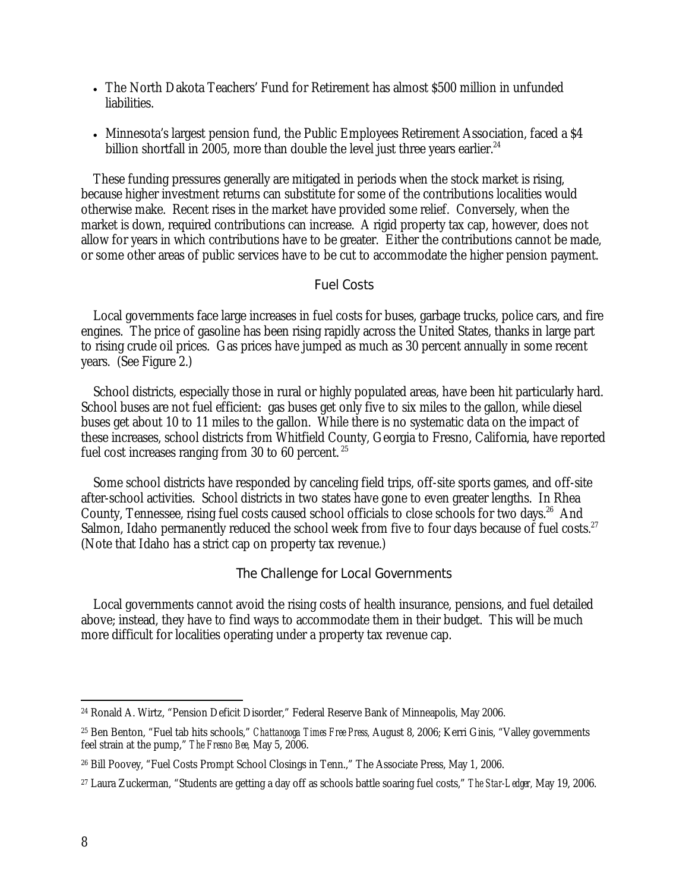- The North Dakota Teachers' Fund for Retirement has almost $500 million in unfunded liabilities.
- Minnesota's largest pension fund, the Public Employees Retirement Association, faced a $4 billion shortfall in 2005, more than double the level just three years earlier.[24]

These funding pressures generally are mitigated in periods when the stock market is rising, because higher investment returns can substitute for some of the contributions localities would otherwise make. Recent rises in the market have provided some relief. Conversely, when the market is down, required contributions can increase. A rigid property tax cap, however, does not allow for years in which contributions have to be greater. Either the contributions cannot be made, or some other areas of public services have to be cut to accommodate the higher pension payment.

### Fuel Costs

Local governments face large increases in fuel costs for buses, garbage trucks, police cars, and fire engines. The price of gasoline has been rising rapidly across the United States, thanks in large part to rising crude oil prices. Gas prices have jumped as much as 30 percent annually in some recent years. (See Figure 2.)

School districts, especially those in rural or highly populated areas, have been hit particularly hard. School buses are not fuel efficient: gas buses get only five to six miles to the gallon, while diesel buses get about 10 to 11 miles to the gallon. While there is no systematic data on the impact of these increases, school districts from Whitfield County, Georgia to Fresno, California, have reported fuel cost increases ranging from 30 to 60 percent.[25]

Some school districts have responded by canceling field trips, off-site sports games, and off-site after-school activities. School districts in two states have gone to even greater lengths. In Rhea County, Tennessee, rising fuel costs caused school officials to close schools for two days.[26] And Salmon, Idaho permanently reduced the school week from five to four days because of fuel costs.[27] (Note that Idaho has a strict cap on property tax revenue.)

### The Challenge for Local Governments

Local governments cannot avoid the rising costs of health insurance, pensions, and fuel detailed above; instead, they have to find ways to accommodate them in their budget. This will be much more difficult for localities operating under a property tax revenue cap.

---

[24] Ronald A. Wirtz, "Pension Deficit Disorder," Federal Reserve Bank of Minneapolis, May 2006.

[25] Ben Benton, "Fuel tab hits schools," *Chattanooga Times Free Press,* August 8, 2006; Kerri Ginis, "Valley governments feel strain at the pump," *The Fresno Bee,* May 5, 2006.

[26] Bill Poovey, "Fuel Costs Prompt School Closings in Tenn.," The Associate Press, May 1, 2006.

[27] Laura Zuckerman, "Students are getting a day off as schools battle soaring fuel costs," *The Star-Ledger,* May 19, 2006.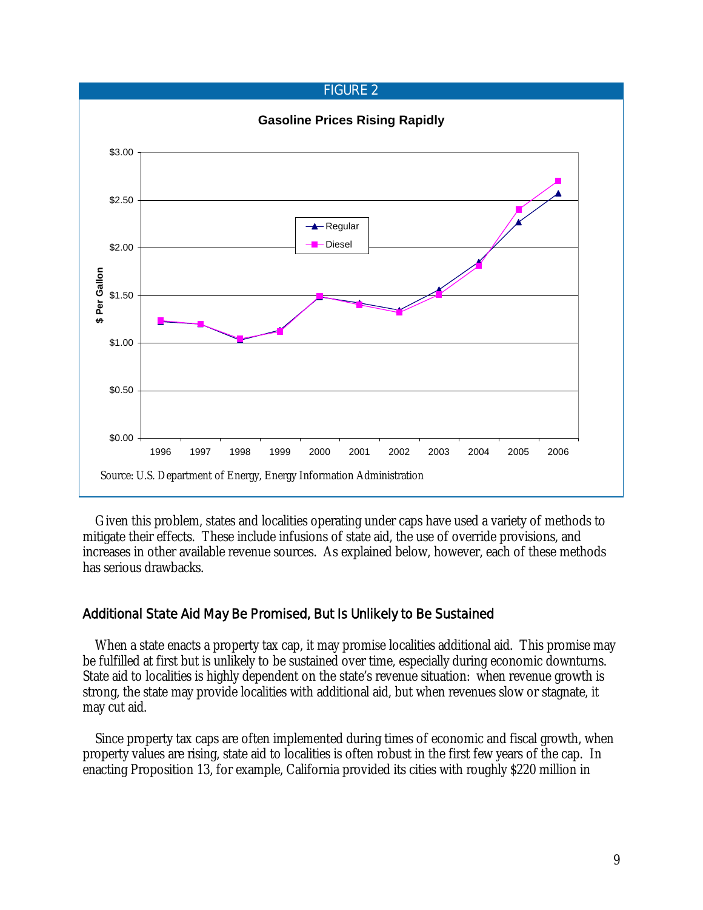FIGURE 2

**Gasoline Prices Rising Rapidly**

Source: U.S. Department of Energy, Energy Information Administration

Given this problem, states and localities operating under caps have used a variety of methods to mitigate their effects. These include infusions of state aid, the use of override provisions, and increases in other available revenue sources. As explained below, however, each of these methods has serious drawbacks.

## Additional State Aid May Be Promised, But Is Unlikely to Be Sustained

When a state enacts a property tax cap, it may promise localities additional aid. This promise may be fulfilled at first but is unlikely to be sustained over time, especially during economic downturns. State aid to localities is highly dependent on the state's revenue situation: when revenue growth is strong, the state may provide localities with additional aid, but when revenues slow or stagnate, it may cut aid.

Since property tax caps are often implemented during times of economic and fiscal growth, when property values are rising, state aid to localities is often robust in the first few years of the cap. In enacting Proposition 13, for example, California provided its cities with roughly $220 million in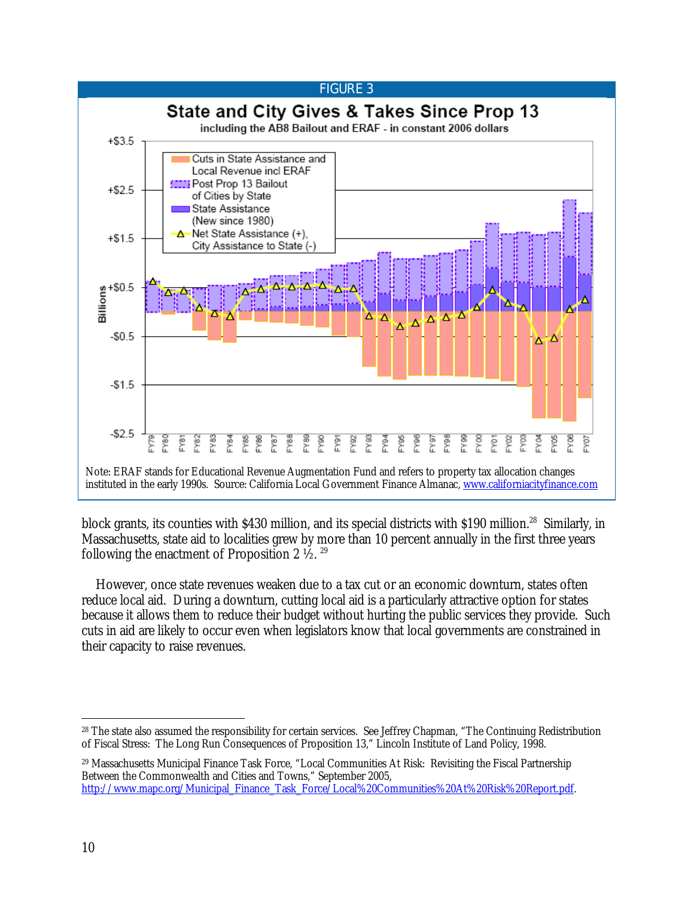FIGURE 3

Note: ERAF stands for Educational Revenue Augmentation Fund and refers to property tax allocation changes instituted in the early 1990s. Source: California Local Government Finance Almanac, www.californiacityfinance.com

block grants, its counties with $430 million, and its special districts with $190 million.[28] Similarly, in Massachusetts, state aid to localities grew by more than 10 percent annually in the first three years following the enactment of Proposition 2 ½.[29]

However, once state revenues weaken due to a tax cut or an economic downturn, states often reduce local aid. During a downturn, cutting local aid is a particularly attractive option for states because it allows them to reduce their budget without hurting the public services they provide. Such cuts in aid are likely to occur even when legislators know that local governments are constrained in their capacity to raise revenues.

---

[28] The state also assumed the responsibility for certain services. See Jeffrey Chapman, "The Continuing Redistribution of Fiscal Stress: The Long Run Consequences of Proposition 13," Lincoln Institute of Land Policy, 1998.

[29] Massachusetts Municipal Finance Task Force, "Local Communities At Risk: Revisiting the Fiscal Partnership Between the Commonwealth and Cities and Towns," September 2005, http://www.mapc.org/Municipal_Finance_Task_Force/Local%20Communities%20At%20Risk%20Report.pdf.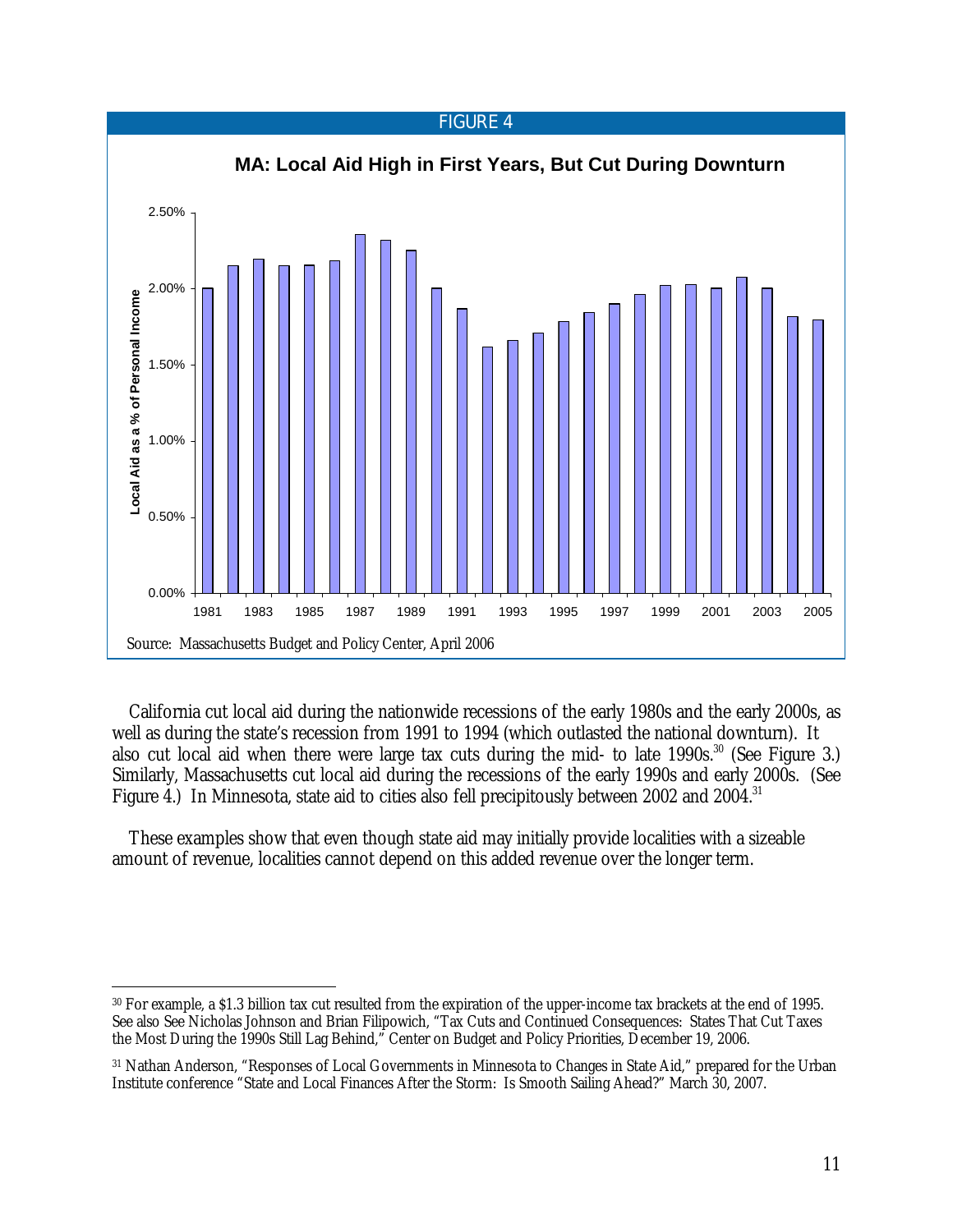FIGURE 4

**MA: Local Aid High in First Years, But Cut During Downturn**

Source: Massachusetts Budget and Policy Center, April 2006

California cut local aid during the nationwide recessions of the early 1980s and the early 2000s, as well as during the state's recession from 1991 to 1994 (which outlasted the national downturn). It also cut local aid when there were large tax cuts during the mid- to late 1990s.[30] (See Figure 3.) Similarly, Massachusetts cut local aid during the recessions of the early 1990s and early 2000s. (See Figure 4.) In Minnesota, state aid to cities also fell precipitously between 2002 and 2004.[31]

These examples show that even though state aid may initially provide localities with a sizeable amount of revenue, localities cannot depend on this added revenue over the longer term.

---

[30] For example, a $1.3 billion tax cut resulted from the expiration of the upper-income tax brackets at the end of 1995. See also See Nicholas Johnson and Brian Filipowich, "Tax Cuts and Continued Consequences: States That Cut Taxes the Most During the 1990s Still Lag Behind," Center on Budget and Policy Priorities, December 19, 2006.

[31] Nathan Anderson, "Responses of Local Governments in Minnesota to Changes in State Aid," prepared for the Urban Institute conference "State and Local Finances After the Storm: Is Smooth Sailing Ahead?" March 30, 2007.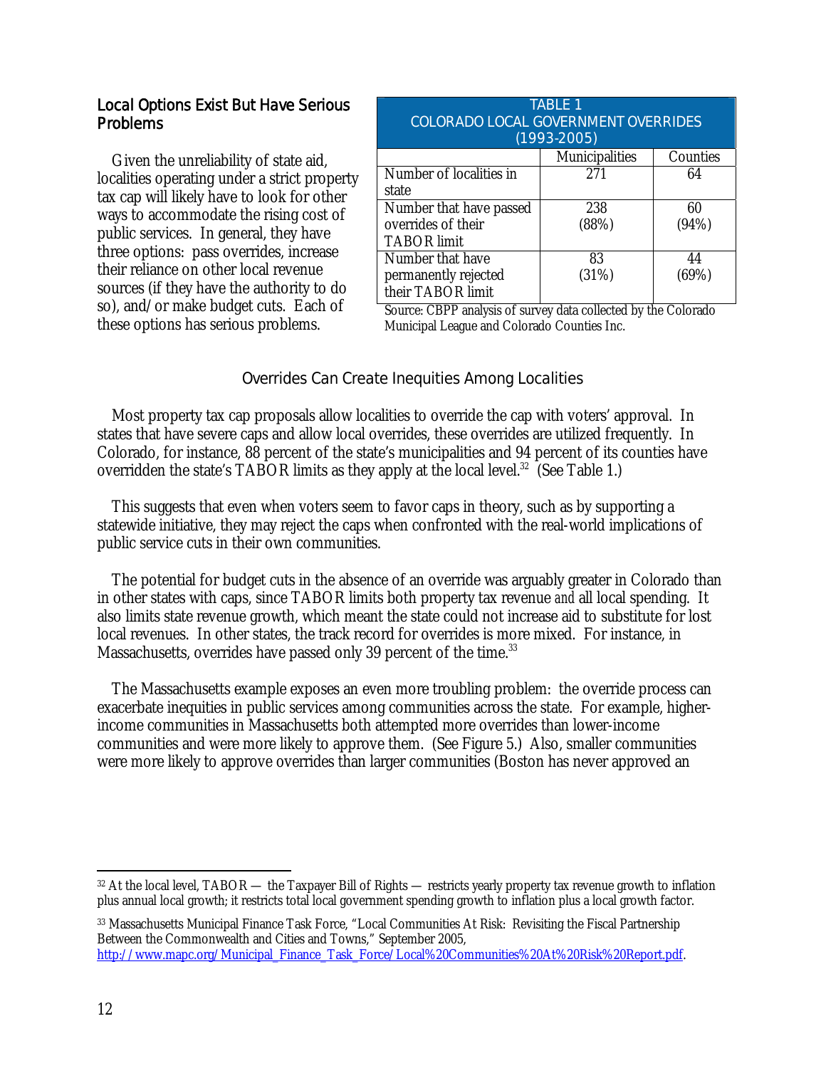### Local Options Exist But Have Serious Problems

Given the unreliability of state aid, localities operating under a strict property tax cap will likely have to look for other ways to accommodate the rising cost of public services. In general, they have three options: pass overrides, increase their reliance on other local revenue sources (if they have the authority to do so), and/or make budget cuts. Each of these options has serious problems.

| TABLE 1 COLORADO LOCAL GOVERNMENT OVERRIDES (1993-2005) | | |
|---|---|---|
| | Municipalities | Counties |
| Number of localities in state | 271 | 64 |
| Number that have passed overrides of their TABOR limit | 238 (88%) | 60 (94%) |
| Number that have permanently rejected their TABOR limit | 83 (31%) | 44 (69%) |

Source: CBPP analysis of survey data collected by the Colorado Municipal League and Colorado Counties Inc.

#### Overrides Can Create Inequities Among Localities

Most property tax cap proposals allow localities to override the cap with voters' approval. In states that have severe caps and allow local overrides, these overrides are utilized frequently. In Colorado, for instance, 88 percent of the state's municipalities and 94 percent of its counties have overridden the state's TABOR limits as they apply at the local level.[32] (See Table 1.)

This suggests that even when voters seem to favor caps in theory, such as by supporting a statewide initiative, they may reject the caps when confronted with the real-world implications of public service cuts in their own communities.

The potential for budget cuts in the absence of an override was arguably greater in Colorado than in other states with caps, since TABOR limits both property tax revenue *and* all local spending. It also limits state revenue growth, which meant the state could not increase aid to substitute for lost local revenues. In other states, the track record for overrides is more mixed. For instance, in Massachusetts, overrides have passed only 39 percent of the time.[33]

The Massachusetts example exposes an even more troubling problem: the override process can exacerbate inequities in public services among communities across the state. For example, higher-income communities in Massachusetts both attempted more overrides than lower-income communities and were more likely to approve them. (See Figure 5.) Also, smaller communities were more likely to approve overrides than larger communities (Boston has never approved an

---

[32] At the local level, TABOR — the Taxpayer Bill of Rights — restricts yearly property tax revenue growth to inflation plus annual local growth; it restricts total local government spending growth to inflation plus a local growth factor.

[33] Massachusetts Municipal Finance Task Force, "Local Communities At Risk: Revisiting the Fiscal Partnership Between the Commonwealth and Cities and Towns," September 2005, http://www.mapc.org/Municipal_Finance_Task_Force/Local%20Communities%20At%20Risk%20Report.pdf.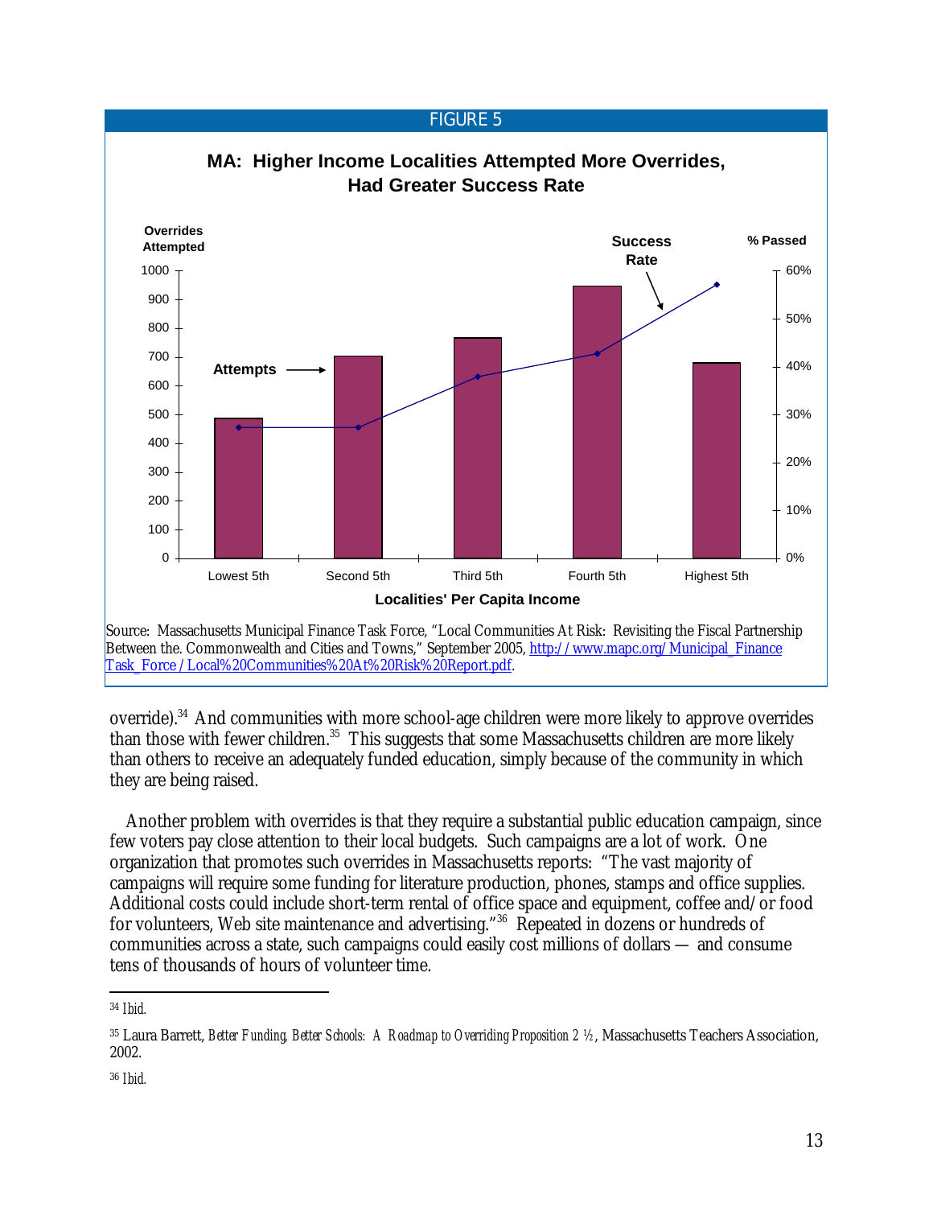FIGURE 5

**MA: Higher Income Localities Attempted More Overrides, Had Greater Success Rate**

Source: Massachusetts Municipal Finance Task Force, "Local Communities At Risk: Revisiting the Fiscal Partnership Between the Commonwealth and Cities and Towns," September 2005, http://www.mapc.org/Municipal_Finance Task_Force/Local%20Communities%20At%20Risk%20Report.pdf.

override).[34] And communities with more school-age children were more likely to approve overrides than those with fewer children.[35] This suggests that some Massachusetts children are more likely than others to receive an adequately funded education, simply because of the community in which they are being raised.

Another problem with overrides is that they require a substantial public education campaign, since few voters pay close attention to their local budgets. Such campaigns are a lot of work. One organization that promotes such overrides in Massachusetts reports: "The vast majority of campaigns will require some funding for literature production, phones, stamps and office supplies. Additional costs could include short-term rental of office space and equipment, coffee and/or food for volunteers, Web site maintenance and advertising."[36] Repeated in dozens or hundreds of communities across a state, such campaigns could easily cost millions of dollars — and consume tens of thousands of hours of volunteer time.

---

[34] *Ibid.*

[35] Laura Barrett, *Better Funding, Better Schools: A Roadmap to Overriding Proposition 2 ½*, Massachusetts Teachers Association, 2002.

[36] *Ibid.*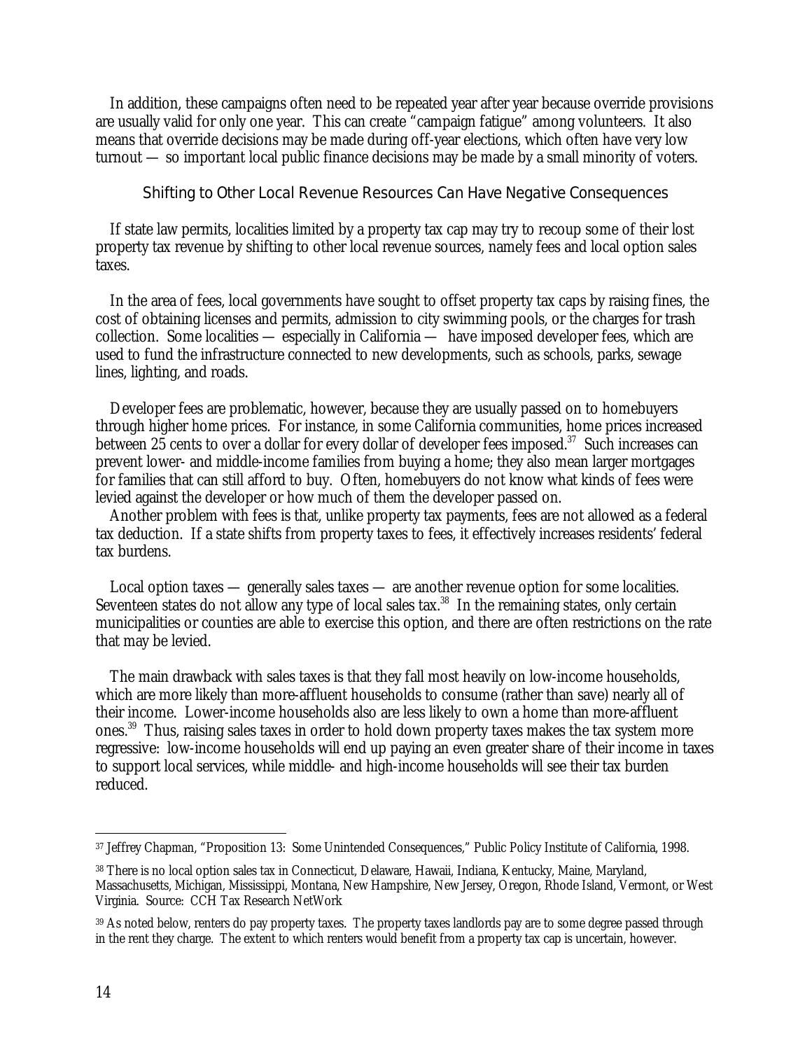In addition, these campaigns often need to be repeated year after year because override provisions are usually valid for only one year. This can create "campaign fatigue" among volunteers. It also means that override decisions may be made during off-year elections, which often have very low turnout — so important local public finance decisions may be made by a small minority of voters.

### Shifting to Other Local Revenue Resources Can Have Negative Consequences

If state law permits, localities limited by a property tax cap may try to recoup some of their lost property tax revenue by shifting to other local revenue sources, namely fees and local option sales taxes.

In the area of fees, local governments have sought to offset property tax caps by raising fines, the cost of obtaining licenses and permits, admission to city swimming pools, or the charges for trash collection. Some localities — especially in California — have imposed developer fees, which are used to fund the infrastructure connected to new developments, such as schools, parks, sewage lines, lighting, and roads.

Developer fees are problematic, however, because they are usually passed on to homebuyers through higher home prices. For instance, in some California communities, home prices increased between 25 cents to over a dollar for every dollar of developer fees imposed.[37] Such increases can prevent lower- and middle-income families from buying a home; they also mean larger mortgages for families that can still afford to buy. Often, homebuyers do not know what kinds of fees were levied against the developer or how much of them the developer passed on.

Another problem with fees is that, unlike property tax payments, fees are not allowed as a federal tax deduction. If a state shifts from property taxes to fees, it effectively increases residents' federal tax burdens.

Local option taxes — generally sales taxes — are another revenue option for some localities. Seventeen states do not allow any type of local sales tax.[38] In the remaining states, only certain municipalities or counties are able to exercise this option, and there are often restrictions on the rate that may be levied.

The main drawback with sales taxes is that they fall most heavily on low-income households, which are more likely than more-affluent households to consume (rather than save) nearly all of their income. Lower-income households also are less likely to own a home than more-affluent ones.[39] Thus, raising sales taxes in order to hold down property taxes makes the tax system more regressive: low-income households will end up paying an even greater share of their income in taxes to support local services, while middle- and high-income households will see their tax burden reduced.

---

[37] Jeffrey Chapman, "Proposition 13: Some Unintended Consequences," Public Policy Institute of California, 1998.

[38] There is no local option sales tax in Connecticut, Delaware, Hawaii, Indiana, Kentucky, Maine, Maryland, Massachusetts, Michigan, Mississippi, Montana, New Hampshire, New Jersey, Oregon, Rhode Island, Vermont, or West Virginia. Source: CCH Tax Research NetWork

[39] As noted below, renters do pay property taxes. The property taxes landlords pay are to some degree passed through in the rent they charge. The extent to which renters would benefit from a property tax cap is uncertain, however.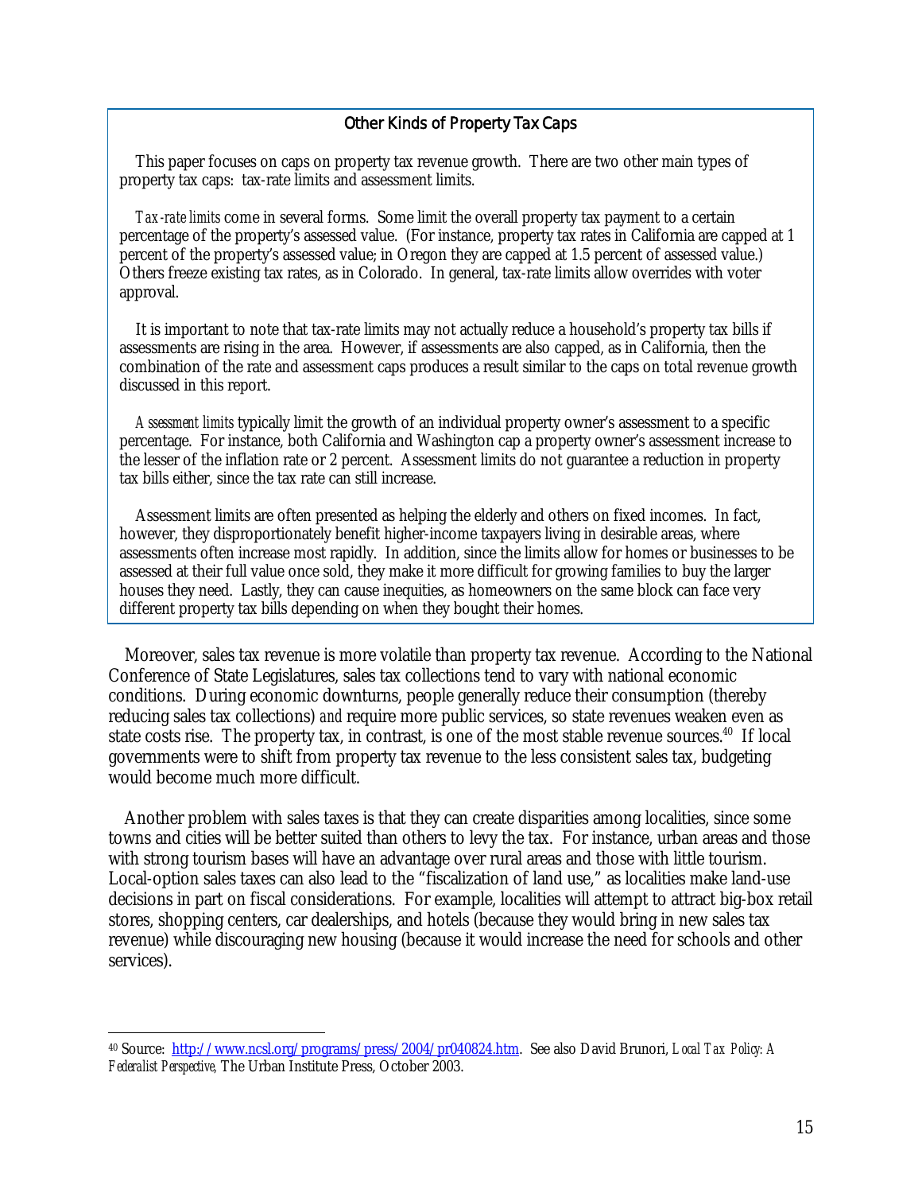### Other Kinds of Property Tax Caps

This paper focuses on caps on property tax revenue growth. There are two other main types of property tax caps: tax-rate limits and assessment limits.

*Tax-rate limits* come in several forms. Some limit the overall property tax payment to a certain percentage of the property's assessed value. (For instance, property tax rates in California are capped at 1 percent of the property's assessed value; in Oregon they are capped at 1.5 percent of assessed value.) Others freeze existing tax rates, as in Colorado. In general, tax-rate limits allow overrides with voter approval.

It is important to note that tax-rate limits may not actually reduce a household's property tax bills if assessments are rising in the area. However, if assessments are also capped, as in California, then the combination of the rate and assessment caps produces a result similar to the caps on total revenue growth discussed in this report.

*Assessment limits* typically limit the growth of an individual property owner's assessment to a specific percentage. For instance, both California and Washington cap a property owner's assessment increase to the lesser of the inflation rate or 2 percent. Assessment limits do not guarantee a reduction in property tax bills either, since the tax rate can still increase.

Assessment limits are often presented as helping the elderly and others on fixed incomes. In fact, however, they disproportionately benefit higher-income taxpayers living in desirable areas, where assessments often increase most rapidly. In addition, since the limits allow for homes or businesses to be assessed at their full value once sold, they make it more difficult for growing families to buy the larger houses they need. Lastly, they can cause inequities, as homeowners on the same block can face very different property tax bills depending on when they bought their homes.

Moreover, sales tax revenue is more volatile than property tax revenue. According to the National Conference of State Legislatures, sales tax collections tend to vary with national economic conditions. During economic downturns, people generally reduce their consumption (thereby reducing sales tax collections) *and* require more public services, so state revenues weaken even as state costs rise. The property tax, in contrast, is one of the most stable revenue sources.[40] If local governments were to shift from property tax revenue to the less consistent sales tax, budgeting would become much more difficult.

Another problem with sales taxes is that they can create disparities among localities, since some towns and cities will be better suited than others to levy the tax. For instance, urban areas and those with strong tourism bases will have an advantage over rural areas and those with little tourism. Local-option sales taxes can also lead to the "fiscalization of land use," as localities make land-use decisions in part on fiscal considerations. For example, localities will attempt to attract big-box retail stores, shopping centers, car dealerships, and hotels (because they would bring in new sales tax revenue) while discouraging new housing (because it would increase the need for schools and other services).

---

[40] Source: http://www.ncsl.org/programs/press/2004/pr040824.htm. See also David Brunori, *Local Tax Policy: A Federalist Perspective,* The Urban Institute Press, October 2003.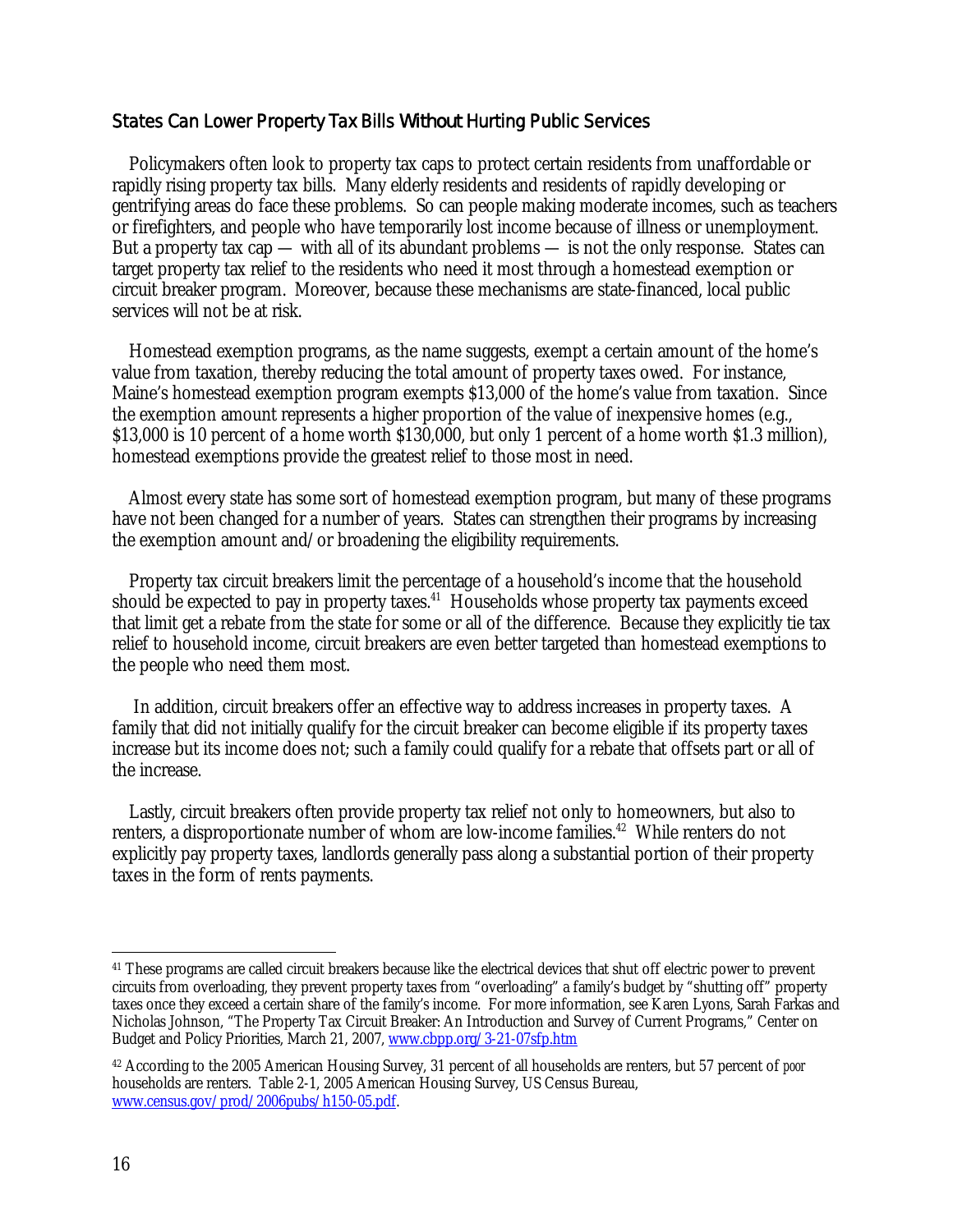## States Can Lower Property Tax Bills Without Hurting Public Services

Policymakers often look to property tax caps to protect certain residents from unaffordable or rapidly rising property tax bills. Many elderly residents and residents of rapidly developing or gentrifying areas do face these problems. So can people making moderate incomes, such as teachers or firefighters, and people who have temporarily lost income because of illness or unemployment. But a property tax cap — with all of its abundant problems — is not the only response. States can target property tax relief to the residents who need it most through a homestead exemption or circuit breaker program. Moreover, because these mechanisms are state-financed, local public services will not be at risk.

Homestead exemption programs, as the name suggests, exempt a certain amount of the home's value from taxation, thereby reducing the total amount of property taxes owed. For instance, Maine's homestead exemption program exempts $13,000 of the home's value from taxation. Since the exemption amount represents a higher proportion of the value of inexpensive homes (e.g., $13,000 is 10 percent of a home worth $130,000, but only 1 percent of a home worth $1.3 million), homestead exemptions provide the greatest relief to those most in need.

Almost every state has some sort of homestead exemption program, but many of these programs have not been changed for a number of years. States can strengthen their programs by increasing the exemption amount and/or broadening the eligibility requirements.

Property tax circuit breakers limit the percentage of a household's income that the household should be expected to pay in property taxes.[41] Households whose property tax payments exceed that limit get a rebate from the state for some or all of the difference. Because they explicitly tie tax relief to household income, circuit breakers are even better targeted than homestead exemptions to the people who need them most.

In addition, circuit breakers offer an effective way to address increases in property taxes. A family that did not initially qualify for the circuit breaker can become eligible if its property taxes increase but its income does not; such a family could qualify for a rebate that offsets part or all of the increase.

Lastly, circuit breakers often provide property tax relief not only to homeowners, but also to renters, a disproportionate number of whom are low-income families.[42] While renters do not explicitly pay property taxes, landlords generally pass along a substantial portion of their property taxes in the form of rents payments.

---

[41] These programs are called circuit breakers because like the electrical devices that shut off electric power to prevent circuits from overloading, they prevent property taxes from "overloading" a family's budget by "shutting off" property taxes once they exceed a certain share of the family's income. For more information, see Karen Lyons, Sarah Farkas and Nicholas Johnson, "The Property Tax Circuit Breaker: An Introduction and Survey of Current Programs," Center on Budget and Policy Priorities, March 21, 2007, www.cbpp.org/3-21-07sfp.htm

[42] According to the 2005 American Housing Survey, 31 percent of all households are renters, but 57 percent of *poor* households are renters. Table 2-1, 2005 American Housing Survey, US Census Bureau, www.census.gov/prod/2006pubs/h150-05.pdf.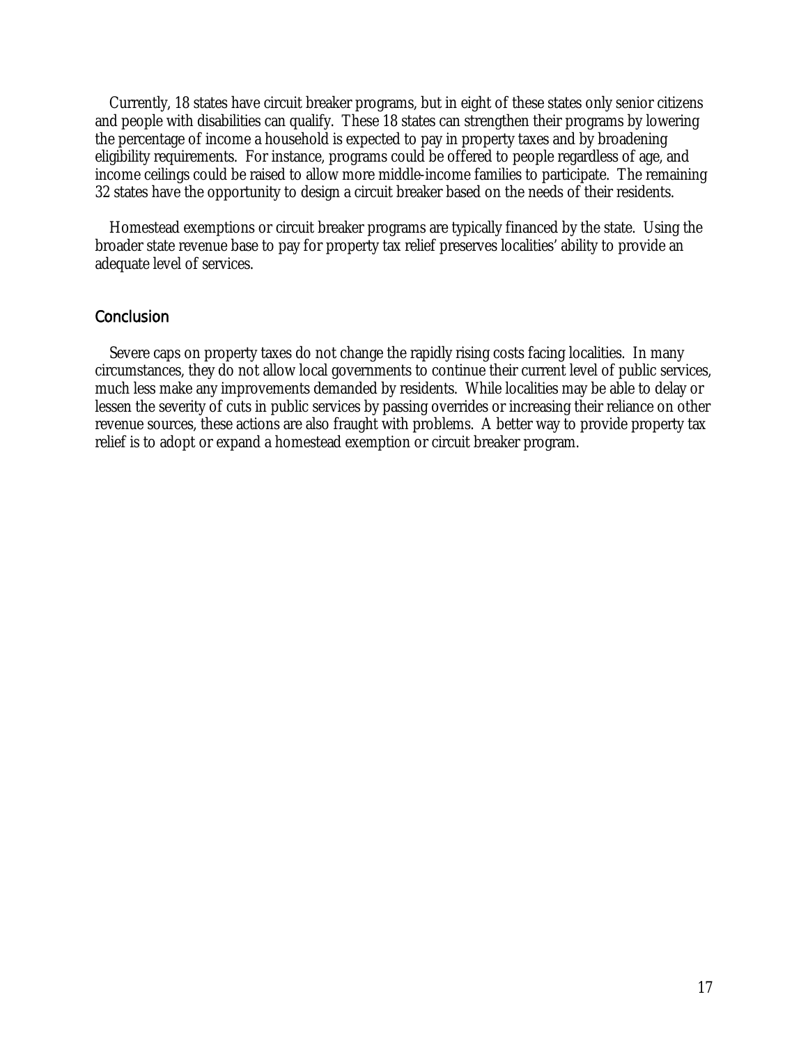Currently, 18 states have circuit breaker programs, but in eight of these states only senior citizens and people with disabilities can qualify. These 18 states can strengthen their programs by lowering the percentage of income a household is expected to pay in property taxes and by broadening eligibility requirements. For instance, programs could be offered to people regardless of age, and income ceilings could be raised to allow more middle-income families to participate. The remaining 32 states have the opportunity to design a circuit breaker based on the needs of their residents.

Homestead exemptions or circuit breaker programs are typically financed by the state. Using the broader state revenue base to pay for property tax relief preserves localities' ability to provide an adequate level of services.

## Conclusion

Severe caps on property taxes do not change the rapidly rising costs facing localities. In many circumstances, they do not allow local governments to continue their current level of public services, much less make any improvements demanded by residents. While localities may be able to delay or lessen the severity of cuts in public services by passing overrides or increasing their reliance on other revenue sources, these actions are also fraught with problems. A better way to provide property tax relief is to adopt or expand a homestead exemption or circuit breaker program.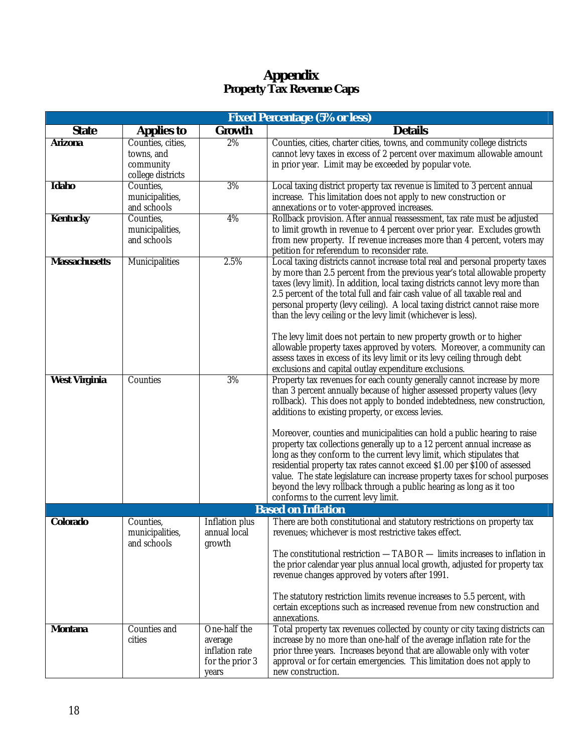# Appendix
## Property Tax Revenue Caps

| State | Applies to | Growth | Details |
|---|---|---|---|
| **Fixed Percentage (5% or less)** | | | |
| **Arizona** | Counties, cities, towns, and community college districts | 2% | Counties, cities, charter cities, towns, and community college districts cannot levy taxes in excess of 2 percent over maximum allowable amount in prior year. Limit may be exceeded by popular vote. |
| **Idaho** | Counties, municipalities, and schools | 3% | Local taxing district property tax revenue is limited to 3 percent annual increase. This limitation does not apply to new construction or annexations or to voter-approved increases. |
| **Kentucky** | Counties, municipalities, and schools | 4% | Rollback provision. After annual reassessment, tax rate must be adjusted to limit growth in revenue to 4 percent over prior year. Excludes growth from new property. If revenue increases more than 4 percent, voters may petition for referendum to reconsider rate. |
| **Massachusetts** | Municipalities | 2.5% | Local taxing districts cannot increase total real and personal property taxes by more than 2.5 percent from the previous year's total allowable property taxes (levy limit). In addition, local taxing districts cannot levy more than 2.5 percent of the total full and fair cash value of all taxable real and personal property (levy ceiling). A local taxing district cannot raise more than the levy ceiling or the levy limit (whichever is less).<br><br>The levy limit does not pertain to new property growth or to higher allowable property taxes approved by voters. Moreover, a community can assess taxes in excess of its levy limit or its levy ceiling through debt exclusions and capital outlay expenditure exclusions. |
| **West Virginia** | Counties | 3% | Property tax revenues for each county generally cannot increase by more than 3 percent annually because of higher assessed property values (levy rollback). This does not apply to bonded indebtedness, new construction, additions to existing property, or excess levies.<br><br>Moreover, counties and municipalities can hold a public hearing to raise property tax collections generally up to a 12 percent annual increase as long as they conform to the current levy limit, which stipulates that residential property tax rates cannot exceed $1.00 per $100 of assessed value. The state legislature can increase property taxes for school purposes beyond the levy rollback through a public hearing as long as it too conforms to the current levy limit. |
| **Based on Inflation** | | | |
| **Colorado** | Counties, municipalities, and schools | Inflation plus annual local growth | There are both constitutional and statutory restrictions on property tax revenues; whichever is most restrictive takes effect.<br><br>The constitutional restriction — TABOR — limits increases to inflation in the prior calendar year plus annual local growth, adjusted for property tax revenue changes approved by voters after 1991.<br><br>The statutory restriction limits revenue increases to 5.5 percent, with certain exceptions such as increased revenue from new construction and annexations. |
| **Montana** | Counties and cities | One-half the average inflation rate for the prior 3 years | Total property tax revenues collected by county or city taxing districts can increase by no more than one-half of the average inflation rate for the prior three years. Increases beyond that are allowable only with voter approval or for certain emergencies. This limitation does not apply to new construction. |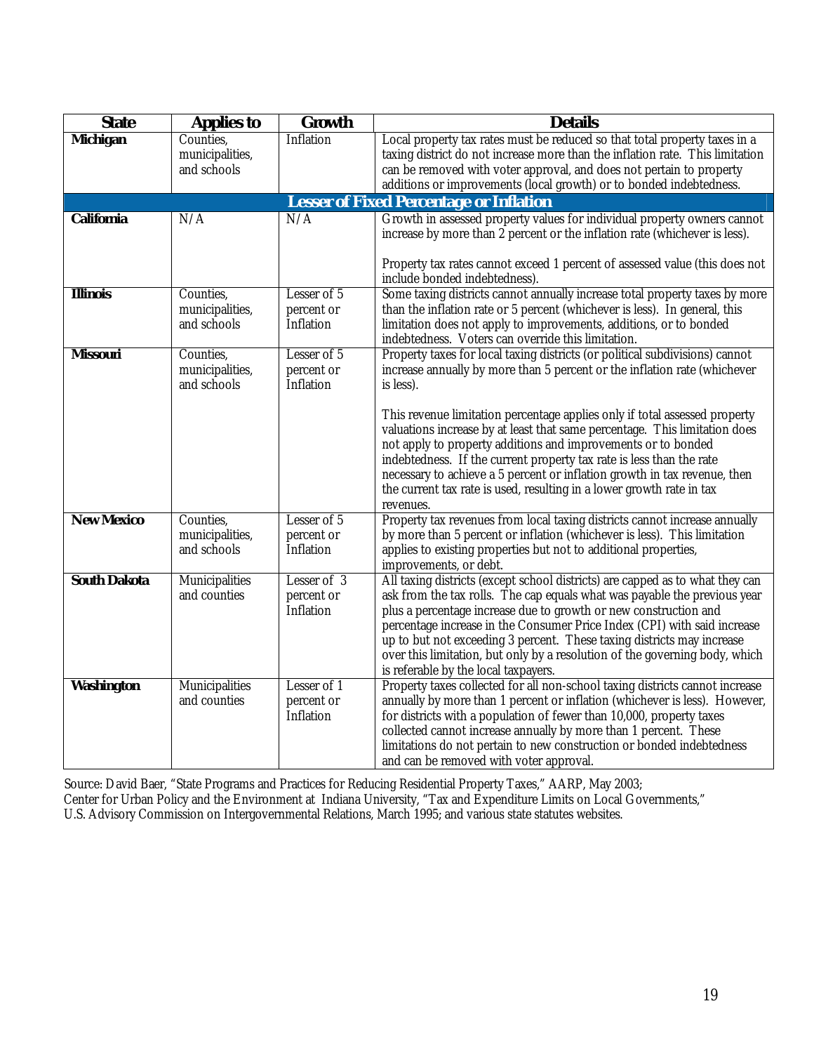| State | Applies to | Growth | Details |
|---|---|---|---|
| **Michigan** | Counties, municipalities, and schools | Inflation | Local property tax rates must be reduced so that total property taxes in a taxing district do not increase more than the inflation rate. This limitation can be removed with voter approval, and does not pertain to property additions or improvements (local growth) or to bonded indebtedness. |
| | | **Lesser of Fixed Percentage or Inflation** | |
| **California** | N/A | N/A | Growth in assessed property values for individual property owners cannot increase by more than 2 percent or the inflation rate (whichever is less).<br><br>Property tax rates cannot exceed 1 percent of assessed value (this does not include bonded indebtedness). |
| **Illinois** | Counties, municipalities, and schools | Lesser of 5 percent or Inflation | Some taxing districts cannot annually increase total property taxes by more than the inflation rate or 5 percent (whichever is less). In general, this limitation does not apply to improvements, additions, or to bonded indebtedness. Voters can override this limitation. |
| **Missouri** | Counties, municipalities, and schools | Lesser of 5 percent or Inflation | Property taxes for local taxing districts (or political subdivisions) cannot increase annually by more than 5 percent or the inflation rate (whichever is less).<br><br>This revenue limitation percentage applies only if total assessed property valuations increase by at least that same percentage. This limitation does not apply to property additions and improvements or to bonded indebtedness. If the current property tax rate is less than the rate necessary to achieve a 5 percent or inflation growth in tax revenue, then the current tax rate is used, resulting in a lower growth rate in tax revenues. |
| **New Mexico** | Counties, municipalities, and schools | Lesser of 5 percent or Inflation | Property tax revenues from local taxing districts cannot increase annually by more than 5 percent or inflation (whichever is less). This limitation applies to existing properties but not to additional properties, improvements, or debt. |
| **South Dakota** | Municipalities and counties | Lesser of 3 percent or Inflation | All taxing districts (except school districts) are capped as to what they can ask from the tax rolls. The cap equals what was payable the previous year plus a percentage increase due to growth or new construction and percentage increase in the Consumer Price Index (CPI) with said increase up to but not exceeding 3 percent. These taxing districts may increase over this limitation, but only by a resolution of the governing body, which is referable by the local taxpayers. |
| **Washington** | Municipalities and counties | Lesser of 1 percent or Inflation | Property taxes collected for all non-school taxing districts cannot increase annually by more than 1 percent or inflation (whichever is less). However, for districts with a population of fewer than 10,000, property taxes collected cannot increase annually by more than 1 percent. These limitations do not pertain to new construction or bonded indebtedness and can be removed with voter approval. |

Source: David Baer, "State Programs and Practices for Reducing Residential Property Taxes," AARP, May 2003; Center for Urban Policy and the Environment at Indiana University, "Tax and Expenditure Limits on Local Governments," U.S. Advisory Commission on Intergovernmental Relations, March 1995; and various state statutes websites.